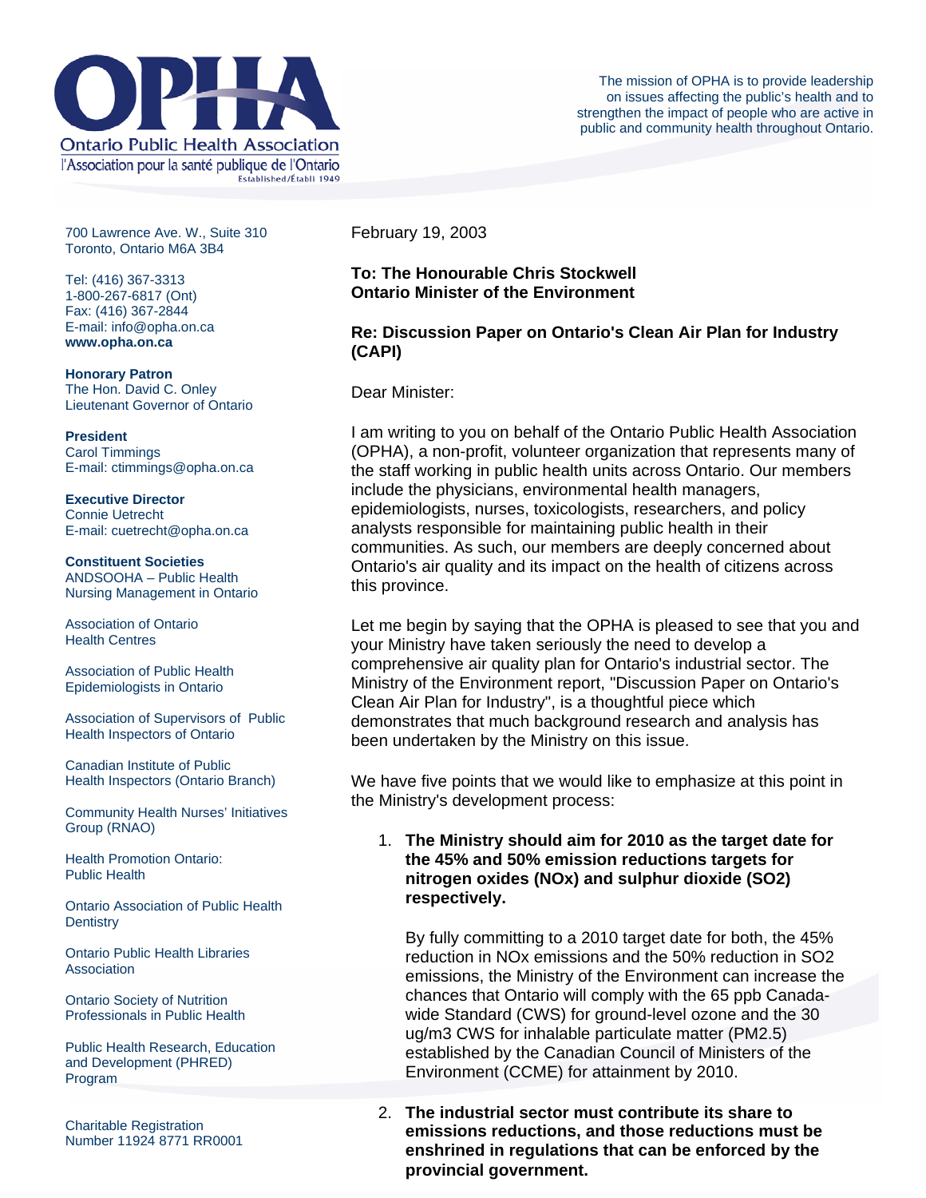**Ontario Public Health Association**
l'Association pour la santé publique de l'Ontario
Established/Établi 1949

The mission of OPHA is to provide leadership on issues affecting the public's health and to strengthen the impact of people who are active in public and community health throughout Ontario.

700 Lawrence Ave. W., Suite 310
Toronto, Ontario M6A 3B4

Tel: (416) 367-3313
1-800-267-6817 (Ont)
Fax: (416) 367-2844
E-mail: info@opha.on.ca
**www.opha.on.ca**

**Honorary Patron**
The Hon. David C. Onley
Lieutenant Governor of Ontario

**President**
Carol Timmings
E-mail: ctimmings@opha.on.ca

**Executive Director**
Connie Uetrecht
E-mail: cuetrecht@opha.on.ca

**Constituent Societies**
ANDSOOHA – Public Health Nursing Management in Ontario

Association of Ontario Health Centres

Association of Public Health Epidemiologists in Ontario

Association of Supervisors of Public Health Inspectors of Ontario

Canadian Institute of Public Health Inspectors (Ontario Branch)

Community Health Nurses' Initiatives Group (RNAO)

Health Promotion Ontario: Public Health

Ontario Association of Public Health Dentistry

Ontario Public Health Libraries Association

Ontario Society of Nutrition Professionals in Public Health

Public Health Research, Education and Development (PHRED) Program

Charitable Registration Number 11924 8771 RR0001

February 19, 2003

**To: The Honourable Chris Stockwell**
**Ontario Minister of the Environment**

**Re: Discussion Paper on Ontario's Clean Air Plan for Industry (CAPI)**

Dear Minister:

I am writing to you on behalf of the Ontario Public Health Association (OPHA), a non-profit, volunteer organization that represents many of the staff working in public health units across Ontario. Our members include the physicians, environmental health managers, epidemiologists, nurses, toxicologists, researchers, and policy analysts responsible for maintaining public health in their communities. As such, our members are deeply concerned about Ontario's air quality and its impact on the health of citizens across this province.

Let me begin by saying that the OPHA is pleased to see that you and your Ministry have taken seriously the need to develop a comprehensive air quality plan for Ontario's industrial sector. The Ministry of the Environment report, "Discussion Paper on Ontario's Clean Air Plan for Industry", is a thoughtful piece which demonstrates that much background research and analysis has been undertaken by the Ministry on this issue.

We have five points that we would like to emphasize at this point in the Ministry's development process:

1. **The Ministry should aim for 2010 as the target date for the 45% and 50% emission reductions targets for nitrogen oxides (NOx) and sulphur dioxide (SO2) respectively.**

   By fully committing to a 2010 target date for both, the 45% reduction in NOx emissions and the 50% reduction in SO2 emissions, the Ministry of the Environment can increase the chances that Ontario will comply with the 65 ppb Canada-wide Standard (CWS) for ground-level ozone and the 30 ug/m3 CWS for inhalable particulate matter (PM2.5) established by the Canadian Council of Ministers of the Environment (CCME) for attainment by 2010.

2. **The industrial sector must contribute its share to emissions reductions, and those reductions must be enshrined in regulations that can be enforced by the provincial government.**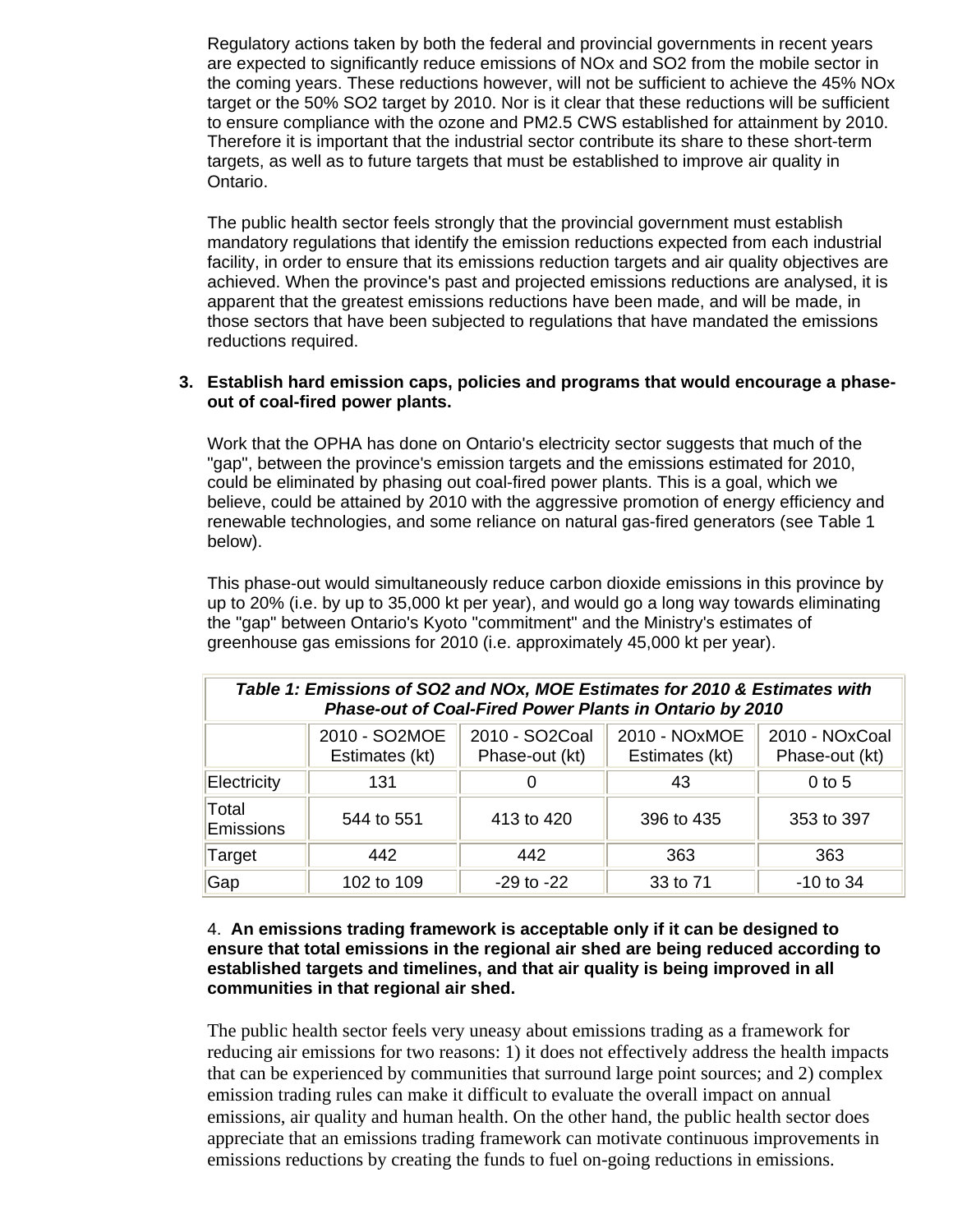Regulatory actions taken by both the federal and provincial governments in recent years are expected to significantly reduce emissions of NOx and $SO_2$ from the mobile sector in the coming years. These reductions however, will not be sufficient to achieve the 45% NOx target or the 50% $SO_2$ target by 2010. Nor is it clear that these reductions will be sufficient to ensure compliance with the ozone and $PM_{2.5}$ CWS established for attainment by 2010. Therefore it is important that the industrial sector contribute its share to these short-term targets, as well as to future targets that must be established to improve air quality in Ontario.

The public health sector feels strongly that the provincial government must establish mandatory regulations that identify the emission reductions expected from each industrial facility, in order to ensure that its emissions reduction targets and air quality objectives are achieved. When the province's past and projected emissions reductions are analysed, it is apparent that the greatest emissions reductions have been made, and will be made, in those sectors that have been subjected to regulations that have mandated the emissions reductions required.

3. **Establish hard emission caps, policies and programs that would encourage a phase-out of coal-fired power plants.**

   Work that the OPHA has done on Ontario's electricity sector suggests that much of the "gap", between the province's emission targets and the emissions estimated for 2010, could be eliminated by phasing out coal-fired power plants. This is a goal, which we believe, could be attained by 2010 with the aggressive promotion of energy efficiency and renewable technologies, and some reliance on natural gas-fired generators (see Table 1 below).

   This phase-out would simultaneously reduce carbon dioxide emissions in this province by up to 20% (i.e. by up to 35,000 kt per year), and would go a long way towards eliminating the "gap" between Ontario's Kyoto "commitment" and the Ministry's estimates of greenhouse gas emissions for 2010 (i.e. approximately 45,000 kt per year).

***Table 1: Emissions of SO2 and NOx, MOE Estimates for 2010 & Estimates with Phase-out of Coal-Fired Power Plants in Ontario by 2010***

| | 2010 - SO2MOE Estimates (kt) | 2010 - SO2Coal Phase-out (kt) | 2010 - NOxMOE Estimates (kt) | 2010 - NOxCoal Phase-out (kt) |
|---|---|---|---|---|
| Electricity | 131 | 0 | 43 | 0 to 5 |
| Total Emissions | 544 to 551 | 413 to 420 | 396 to 435 | 353 to 397 |
| Target | 442 | 442 | 363 | 363 |
| Gap | 102 to 109 | -29 to -22 | 33 to 71 | -10 to 34 |

4. **An emissions trading framework is acceptable only if it can be designed to ensure that total emissions in the regional air shed are being reduced according to established targets and timelines, and that air quality is being improved in all communities in that regional air shed.**

   The public health sector feels very uneasy about emissions trading as a framework for reducing air emissions for two reasons: 1) it does not effectively address the health impacts that can be experienced by communities that surround large point sources; and 2) complex emission trading rules can make it difficult to evaluate the overall impact on annual emissions, air quality and human health. On the other hand, the public health sector does appreciate that an emissions trading framework can motivate continuous improvements in emissions reductions by creating the funds to fuel on-going reductions in emissions.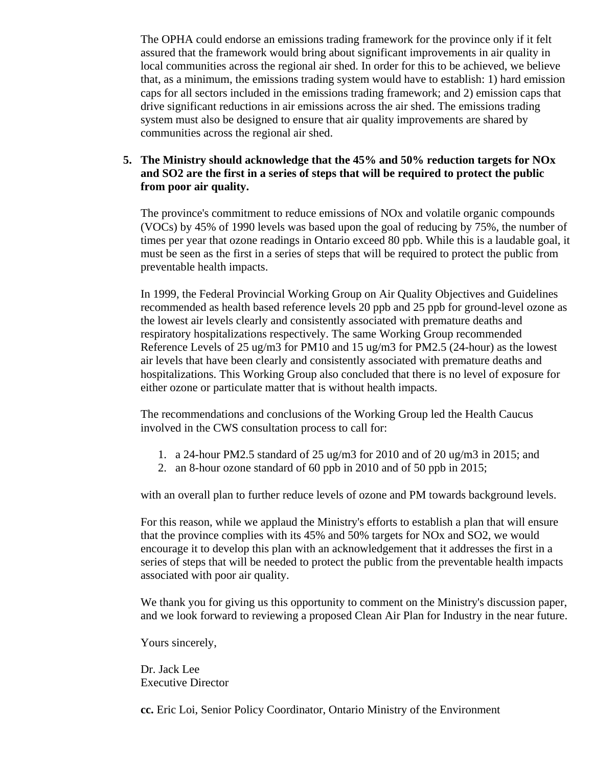The OPHA could endorse an emissions trading framework for the province only if it felt assured that the framework would bring about significant improvements in air quality in local communities across the regional air shed. In order for this to be achieved, we believe that, as a minimum, the emissions trading system would have to establish: 1) hard emission caps for all sectors included in the emissions trading framework; and 2) emission caps that drive significant reductions in air emissions across the air shed. The emissions trading system must also be designed to ensure that air quality improvements are shared by communities across the regional air shed.

5. **The Ministry should acknowledge that the 45% and 50% reduction targets for NOx and SO2 are the first in a series of steps that will be required to protect the public from poor air quality.**

The province's commitment to reduce emissions of NOx and volatile organic compounds (VOCs) by 45% of 1990 levels was based upon the goal of reducing by 75%, the number of times per year that ozone readings in Ontario exceed 80 ppb. While this is a laudable goal, it must be seen as the first in a series of steps that will be required to protect the public from preventable health impacts.

In 1999, the Federal Provincial Working Group on Air Quality Objectives and Guidelines recommended as health based reference levels 20 ppb and 25 ppb for ground-level ozone as the lowest air levels clearly and consistently associated with premature deaths and respiratory hospitalizations respectively. The same Working Group recommended Reference Levels of 25 ug/m3 for PM10 and 15 ug/m3 for PM2.5 (24-hour) as the lowest air levels that have been clearly and consistently associated with premature deaths and hospitalizations. This Working Group also concluded that there is no level of exposure for either ozone or particulate matter that is without health impacts.

The recommendations and conclusions of the Working Group led the Health Caucus involved in the CWS consultation process to call for:

1. a 24-hour PM2.5 standard of 25 ug/m3 for 2010 and of 20 ug/m3 in 2015; and
2. an 8-hour ozone standard of 60 ppb in 2010 and of 50 ppb in 2015;

with an overall plan to further reduce levels of ozone and PM towards background levels.

For this reason, while we applaud the Ministry's efforts to establish a plan that will ensure that the province complies with its 45% and 50% targets for NOx and SO2, we would encourage it to develop this plan with an acknowledgement that it addresses the first in a series of steps that will be needed to protect the public from the preventable health impacts associated with poor air quality.

We thank you for giving us this opportunity to comment on the Ministry's discussion paper, and we look forward to reviewing a proposed Clean Air Plan for Industry in the near future.

Yours sincerely,

Dr. Jack Lee
Executive Director

**cc.** Eric Loi, Senior Policy Coordinator, Ontario Ministry of the Environment